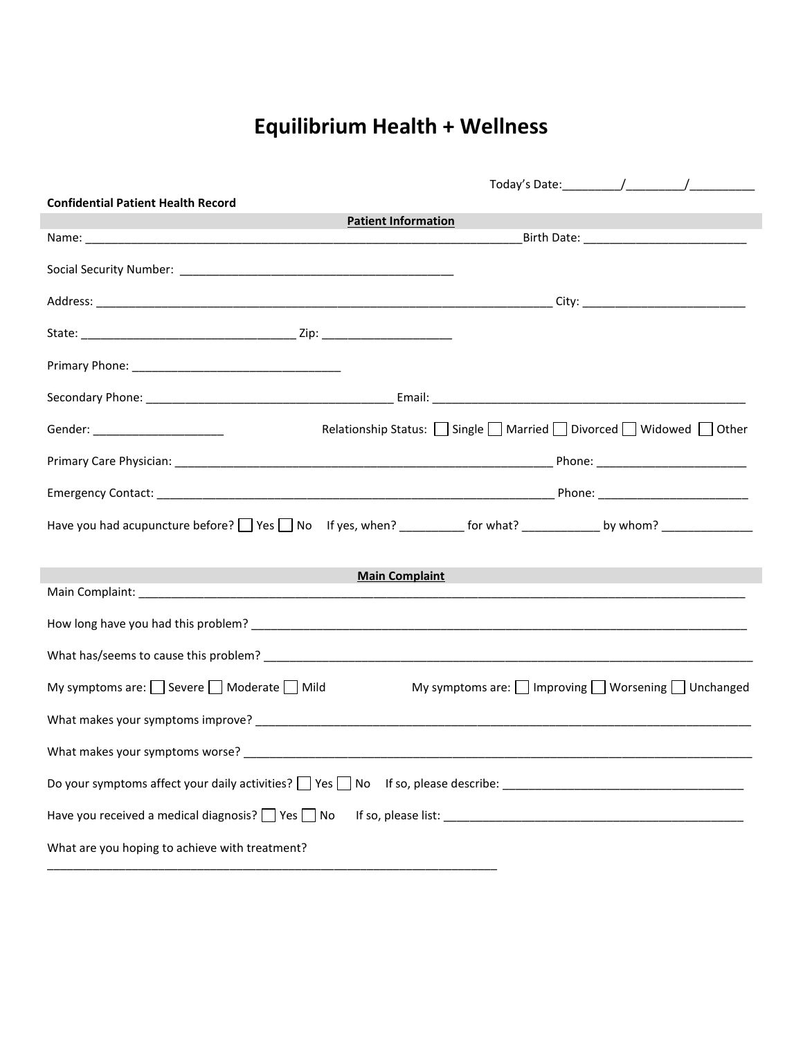# Equilibrium Health + Wellness

Today's Date:________/________/__________

**Confidential Patient Health Record**

## Patient Information

Name: ____________________________________________________________________ Birth Date: _________________________

Social Security Number: __________________________________________

Address: _________________________________________________________________________ City: _________________________

State: _________________________________ Zip: ___________________

Primary Phone: ________________________________

Secondary Phone: ______________________________________ Email: ________________________________________________

Gender: ____________________ Relationship Status: ☐ Single ☐ Married ☐ Divorced ☐ Widowed ☐ Other

Primary Care Physician: __________________________________________________________ Phone: _______________________

Emergency Contact: ______________________________________________________________ Phone: _______________________

Have you had acupuncture before? ☐ Yes ☐ No If yes, when? __________ for what? ____________ by whom? ______________

## Main Complaint

Main Complaint: _____________________________________________________________________________________________

How long have you had this problem? ____________________________________________________________________________

What has/seems to cause this problem? __________________________________________________________________________

My symptoms are: ☐ Severe ☐ Moderate ☐ Mild My symptoms are: ☐ Improving ☐ Worsening ☐ Unchanged

What makes your symptoms improve? _____________________________________________________________________________

What makes your symptoms worse? ________________________________________________________________________________

Do your symptoms affect your daily activities? ☐ Yes ☐ No If so, please describe: _____________________________________

Have you received a medical diagnosis? ☐ Yes ☐ No If so, please list: _____________________________________________

What are you hoping to achieve with treatment?

______________________________________________________________________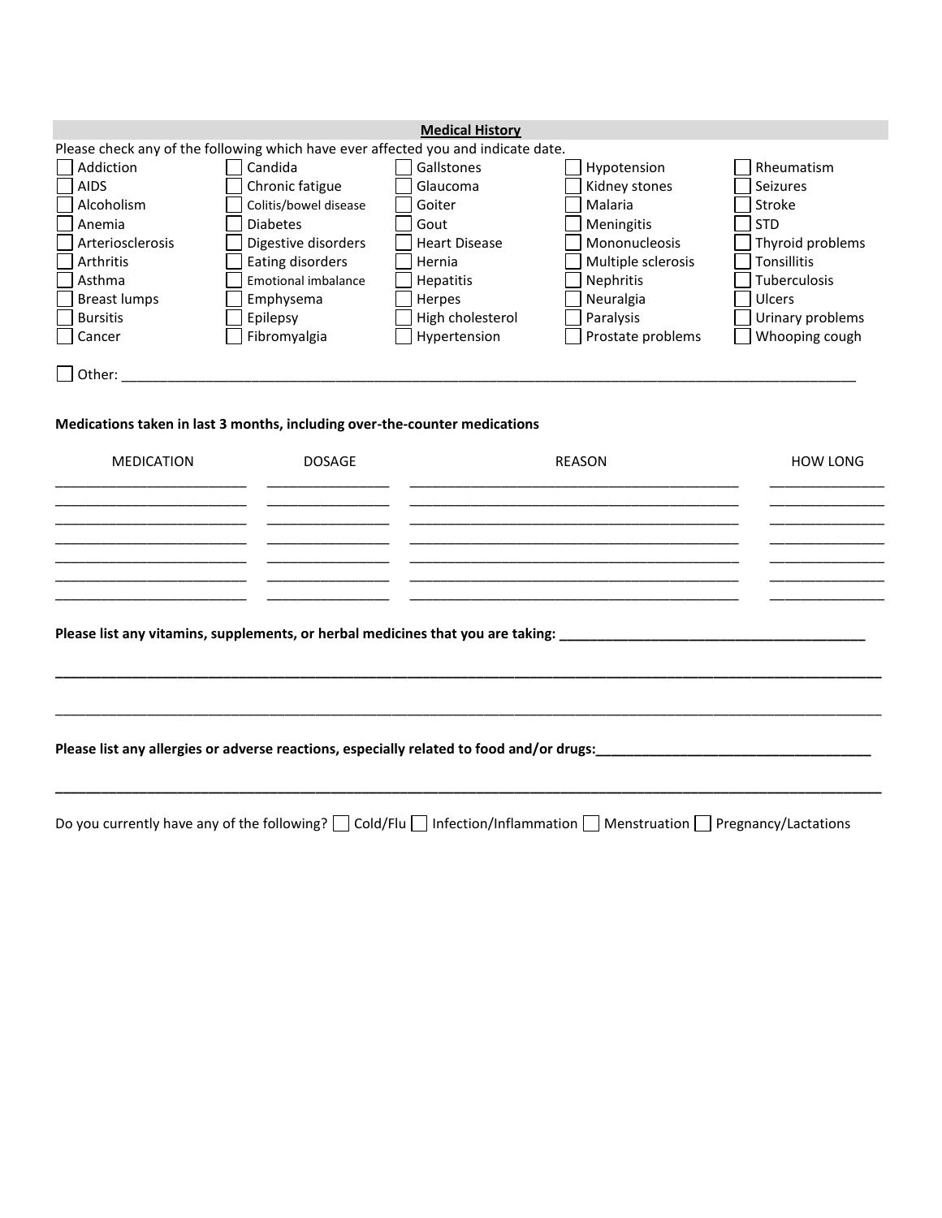## Medical History

Please check any of the following which have ever affected you and indicate date.

| | | | | |
|---|---|---|---|---|
| ☐ Addiction | ☐ Candida | ☐ Gallstones | ☐ Hypotension | ☐ Rheumatism |
| ☐ AIDS | ☐ Chronic fatigue | ☐ Glaucoma | ☐ Kidney stones | ☐ Seizures |
| ☐ Alcoholism | ☐ Colitis/bowel disease | ☐ Goiter | ☐ Malaria | ☐ Stroke |
| ☐ Anemia | ☐ Diabetes | ☐ Gout | ☐ Meningitis | ☐ STD |
| ☐ Arteriosclerosis | ☐ Digestive disorders | ☐ Heart Disease | ☐ Mononucleosis | ☐ Thyroid problems |
| ☐ Arthritis | ☐ Eating disorders | ☐ Hernia | ☐ Multiple sclerosis | ☐ Tonsillitis |
| ☐ Asthma | ☐ Emotional imbalance | ☐ Hepatitis | ☐ Nephritis | ☐ Tuberculosis |
| ☐ Breast lumps | ☐ Emphysema | ☐ Herpes | ☐ Neuralgia | ☐ Ulcers |
| ☐ Bursitis | ☐ Epilepsy | ☐ High cholesterol | ☐ Paralysis | ☐ Urinary problems |
| ☐ Cancer | ☐ Fibromyalgia | ☐ Hypertension | ☐ Prostate problems | ☐ Whooping cough |

☐ Other: ____________________________________________________________________________________________

**Medications taken in last 3 months, including over-the-counter medications**

| MEDICATION | DOSAGE | REASON | HOW LONG |
|---|---|---|---|
| | | | |
| | | | |
| | | | |
| | | | |
| | | | |
| | | | |
| | | | |

**Please list any vitamins, supplements, or herbal medicines that you are taking:** ________________________________________

______________________________________________________________________________________________________

______________________________________________________________________________________________________

**Please list any allergies or adverse reactions, especially related to food and/or drugs:** ____________________________________

______________________________________________________________________________________________________

Do you currently have any of the following? ☐ Cold/Flu ☐ Infection/Inflammation ☐ Menstruation ☐ Pregnancy/Lactations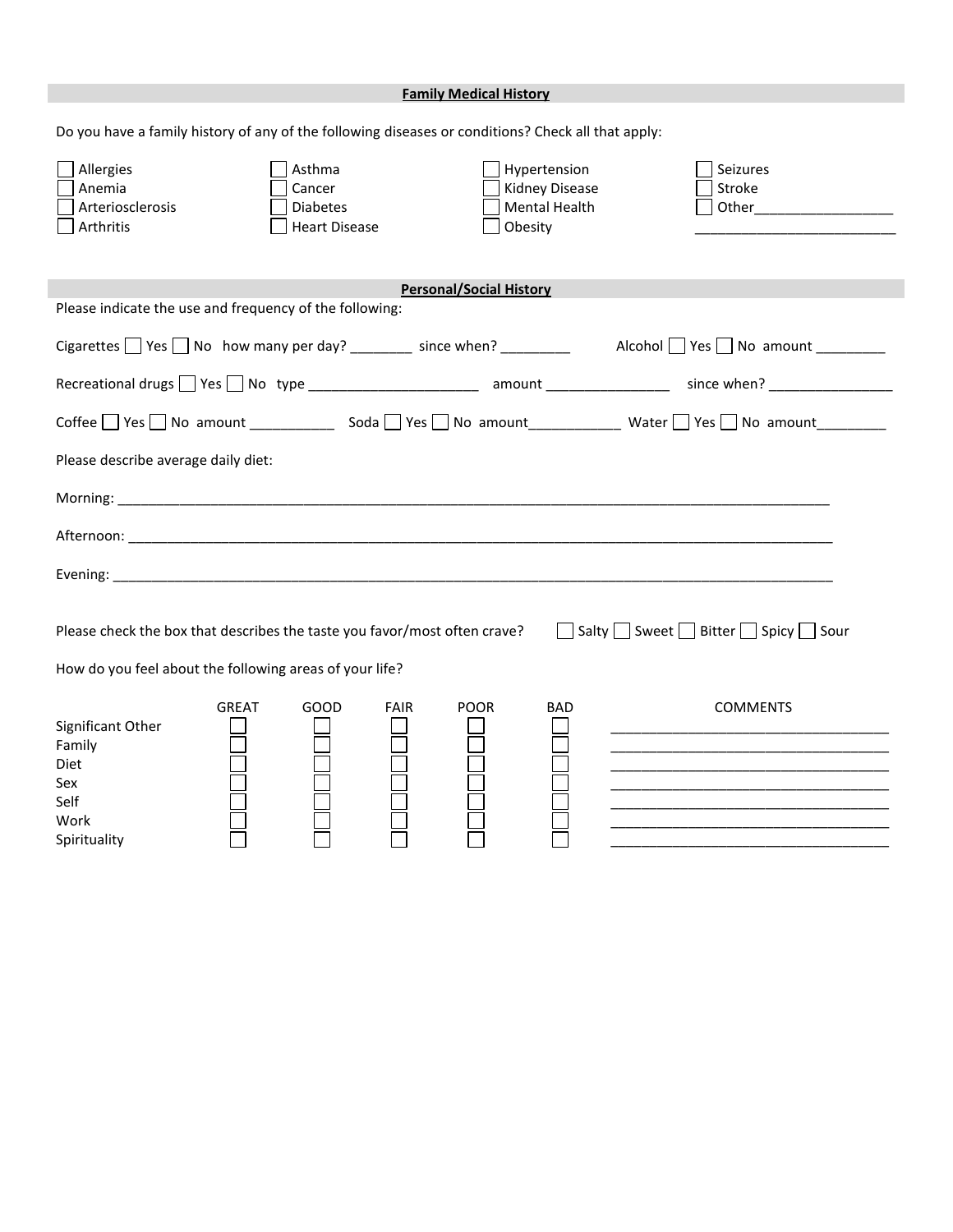## Family Medical History

Do you have a family history of any of the following diseases or conditions? Check all that apply:

| | | | |
|---|---|---|---|
| ☐ Allergies | ☐ Asthma | ☐ Hypertension | ☐ Seizures |
| ☐ Anemia | ☐ Cancer | ☐ Kidney Disease | ☐ Stroke |
| ☐ Arteriosclerosis | ☐ Diabetes | ☐ Mental Health | ☐ Other_________________ |
| ☐ Arthritis | ☐ Heart Disease | ☐ Obesity | _________________________ |

## Personal/Social History

Please indicate the use and frequency of the following:

Cigarettes ☐ Yes ☐ No how many per day? ________ since when? _________ Alcohol ☐ Yes ☐ No amount _________

Recreational drugs ☐ Yes ☐ No type ______________________ amount ________________ since when? ________________

Coffee ☐ Yes ☐ No amount ___________ Soda ☐ Yes ☐ No amount____________ Water ☐ Yes ☐ No amount_________

Please describe average daily diet:

Morning: ______________________________________________________________________________________________

Afternoon: _____________________________________________________________________________________________

Evening: _______________________________________________________________________________________________

Please check the box that describes the taste you favor/most often crave? ☐ Salty ☐ Sweet ☐ Bitter ☐ Spicy ☐ Sour

How do you feel about the following areas of your life?

| | GREAT | GOOD | FAIR | POOR | BAD | COMMENTS |
|---|---|---|---|---|---|---|
| Significant Other | ☐ | ☐ | ☐ | ☐ | ☐ | ___________________________________ |
| Family | ☐ | ☐ | ☐ | ☐ | ☐ | ___________________________________ |
| Diet | ☐ | ☐ | ☐ | ☐ | ☐ | ___________________________________ |
| Sex | ☐ | ☐ | ☐ | ☐ | ☐ | ___________________________________ |
| Self | ☐ | ☐ | ☐ | ☐ | ☐ | ___________________________________ |
| Work | ☐ | ☐ | ☐ | ☐ | ☐ | ___________________________________ |
| Spirituality | ☐ | ☐ | ☐ | ☐ | ☐ | ___________________________________ |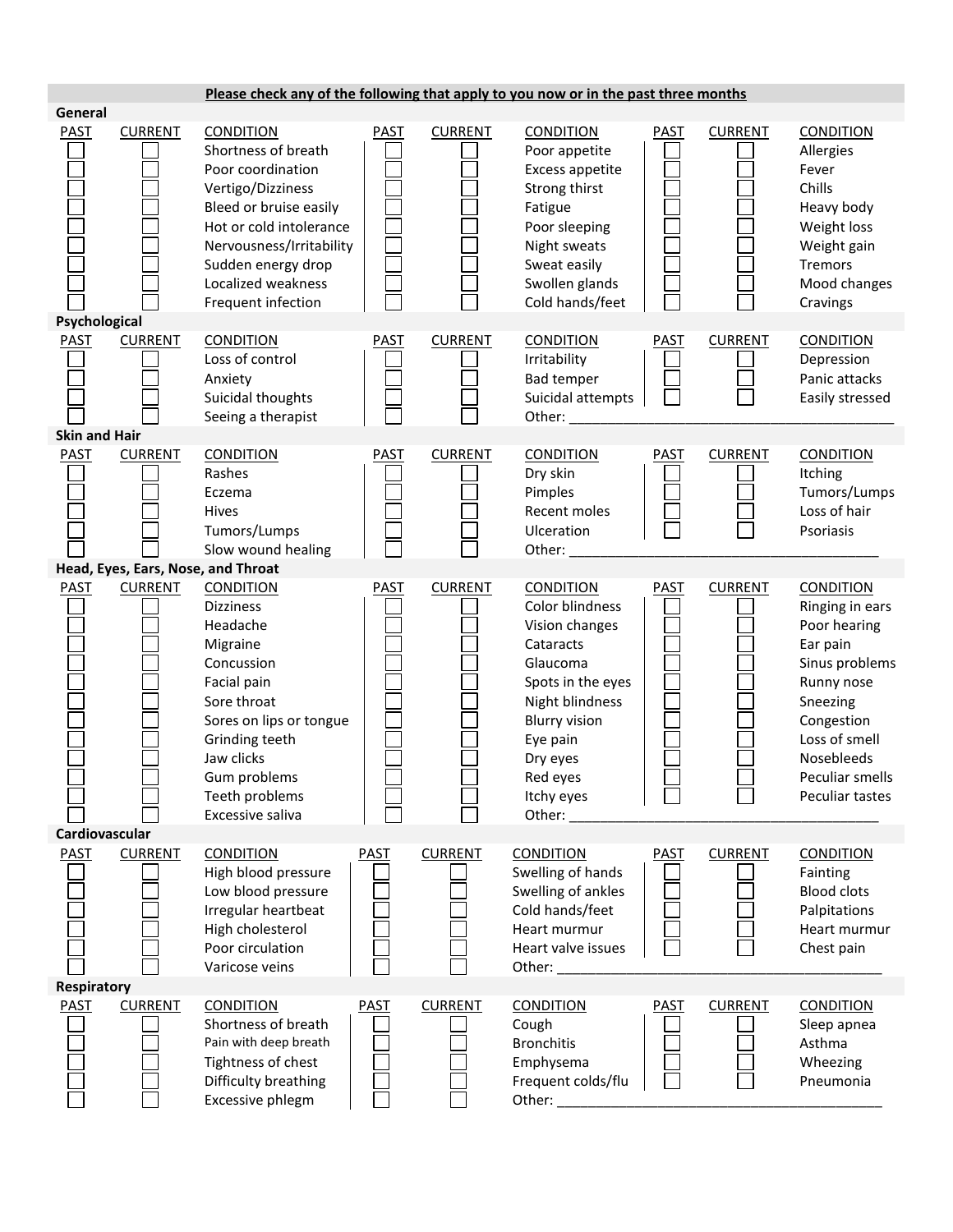**Please check any of the following that apply to you now or in the past three months**

## General

| PAST | CURRENT | CONDITION | PAST | CURRENT | CONDITION | PAST | CURRENT | CONDITION |
|---|---|---|---|---|---|---|---|---|
| ☐ | ☐ | Shortness of breath | ☐ | ☐ | Poor appetite | ☐ | ☐ | Allergies |
| ☐ | ☐ | Poor coordination | ☐ | ☐ | Excess appetite | ☐ | ☐ | Fever |
| ☐ | ☐ | Vertigo/Dizziness | ☐ | ☐ | Strong thirst | ☐ | ☐ | Chills |
| ☐ | ☐ | Bleed or bruise easily | ☐ | ☐ | Fatigue | ☐ | ☐ | Heavy body |
| ☐ | ☐ | Hot or cold intolerance | ☐ | ☐ | Poor sleeping | ☐ | ☐ | Weight loss |
| ☐ | ☐ | Nervousness/Irritability | ☐ | ☐ | Night sweats | ☐ | ☐ | Weight gain |
| ☐ | ☐ | Sudden energy drop | ☐ | ☐ | Sweat easily | ☐ | ☐ | Tremors |
| ☐ | ☐ | Localized weakness | ☐ | ☐ | Swollen glands | ☐ | ☐ | Mood changes |
| ☐ | ☐ | Frequent infection | ☐ | ☐ | Cold hands/feet | ☐ | ☐ | Cravings |

## Psychological

| PAST | CURRENT | CONDITION | PAST | CURRENT | CONDITION | PAST | CURRENT | CONDITION |
|---|---|---|---|---|---|---|---|---|
| ☐ | ☐ | Loss of control | ☐ | ☐ | Irritability | ☐ | ☐ | Depression |
| ☐ | ☐ | Anxiety | ☐ | ☐ | Bad temper | ☐ | ☐ | Panic attacks |
| ☐ | ☐ | Suicidal thoughts | ☐ | ☐ | Suicidal attempts | ☐ | ☐ | Easily stressed |
| ☐ | ☐ | Seeing a therapist | ☐ | ☐ | Other: ________________ | | | |

## Skin and Hair

| PAST | CURRENT | CONDITION | PAST | CURRENT | CONDITION | PAST | CURRENT | CONDITION |
|---|---|---|---|---|---|---|---|---|
| ☐ | ☐ | Rashes | ☐ | ☐ | Dry skin | ☐ | ☐ | Itching |
| ☐ | ☐ | Eczema | ☐ | ☐ | Pimples | ☐ | ☐ | Tumors/Lumps |
| ☐ | ☐ | Hives | ☐ | ☐ | Recent moles | ☐ | ☐ | Loss of hair |
| ☐ | ☐ | Tumors/Lumps | ☐ | ☐ | Ulceration | ☐ | ☐ | Psoriasis |
| ☐ | ☐ | Slow wound healing | ☐ | ☐ | Other: ________________ | | | |

## Head, Eyes, Ears, Nose, and Throat

| PAST | CURRENT | CONDITION | PAST | CURRENT | CONDITION | PAST | CURRENT | CONDITION |
|---|---|---|---|---|---|---|---|---|
| ☐ | ☐ | Dizziness | ☐ | ☐ | Color blindness | ☐ | ☐ | Ringing in ears |
| ☐ | ☐ | Headache | ☐ | ☐ | Vision changes | ☐ | ☐ | Poor hearing |
| ☐ | ☐ | Migraine | ☐ | ☐ | Cataracts | ☐ | ☐ | Ear pain |
| ☐ | ☐ | Concussion | ☐ | ☐ | Glaucoma | ☐ | ☐ | Sinus problems |
| ☐ | ☐ | Facial pain | ☐ | ☐ | Spots in the eyes | ☐ | ☐ | Runny nose |
| ☐ | ☐ | Sore throat | ☐ | ☐ | Night blindness | ☐ | ☐ | Sneezing |
| ☐ | ☐ | Sores on lips or tongue | ☐ | ☐ | Blurry vision | ☐ | ☐ | Congestion |
| ☐ | ☐ | Grinding teeth | ☐ | ☐ | Eye pain | ☐ | ☐ | Loss of smell |
| ☐ | ☐ | Jaw clicks | ☐ | ☐ | Dry eyes | ☐ | ☐ | Nosebleeds |
| ☐ | ☐ | Gum problems | ☐ | ☐ | Red eyes | ☐ | ☐ | Peculiar smells |
| ☐ | ☐ | Teeth problems | ☐ | ☐ | Itchy eyes | ☐ | ☐ | Peculiar tastes |
| ☐ | ☐ | Excessive saliva | ☐ | ☐ | Other: ________________ | | | |

## Cardiovascular

| PAST | CURRENT | CONDITION | PAST | CURRENT | CONDITION | PAST | CURRENT | CONDITION |
|---|---|---|---|---|---|---|---|---|
| ☐ | ☐ | High blood pressure | ☐ | ☐ | Swelling of hands | ☐ | ☐ | Fainting |
| ☐ | ☐ | Low blood pressure | ☐ | ☐ | Swelling of ankles | ☐ | ☐ | Blood clots |
| ☐ | ☐ | Irregular heartbeat | ☐ | ☐ | Cold hands/feet | ☐ | ☐ | Palpitations |
| ☐ | ☐ | High cholesterol | ☐ | ☐ | Heart murmur | ☐ | ☐ | Heart murmur |
| ☐ | ☐ | Poor circulation | ☐ | ☐ | Heart valve issues | ☐ | ☐ | Chest pain |
| ☐ | ☐ | Varicose veins | ☐ | ☐ | Other: ________________ | | | |

## Respiratory

| PAST | CURRENT | CONDITION | PAST | CURRENT | CONDITION | PAST | CURRENT | CONDITION |
|---|---|---|---|---|---|---|---|---|
| ☐ | ☐ | Shortness of breath | ☐ | ☐ | Cough | ☐ | ☐ | Sleep apnea |
| ☐ | ☐ | Pain with deep breath | ☐ | ☐ | Bronchitis | ☐ | ☐ | Asthma |
| ☐ | ☐ | Tightness of chest | ☐ | ☐ | Emphysema | ☐ | ☐ | Wheezing |
| ☐ | ☐ | Difficulty breathing | ☐ | ☐ | Frequent colds/flu | ☐ | ☐ | Pneumonia |
| ☐ | ☐ | Excessive phlegm | ☐ | ☐ | Other: ________________ | | | |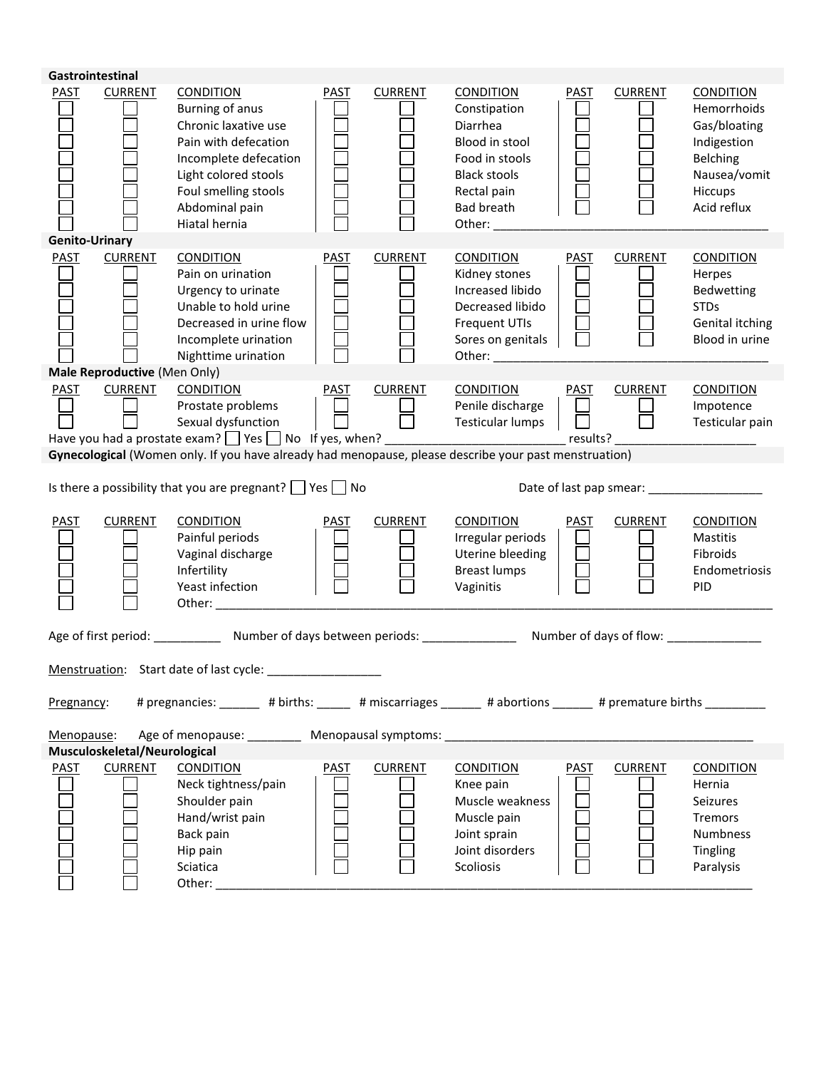### Gastrointestinal

| PAST | CURRENT | CONDITION | PAST | CURRENT | CONDITION | PAST | CURRENT | CONDITION |
|---|---|---|---|---|---|---|---|---|
| ☐ | ☐ | Burning of anus | ☐ | ☐ | Constipation | ☐ | ☐ | Hemorrhoids |
| ☐ | ☐ | Chronic laxative use | ☐ | ☐ | Diarrhea | ☐ | ☐ | Gas/bloating |
| ☐ | ☐ | Pain with defecation | ☐ | ☐ | Blood in stool | ☐ | ☐ | Indigestion |
| ☐ | ☐ | Incomplete defecation | ☐ | ☐ | Food in stools | ☐ | ☐ | Belching |
| ☐ | ☐ | Light colored stools | ☐ | ☐ | Black stools | ☐ | ☐ | Nausea/vomit |
| ☐ | ☐ | Foul smelling stools | ☐ | ☐ | Rectal pain | ☐ | ☐ | Hiccups |
| ☐ | ☐ | Abdominal pain | ☐ | ☐ | Bad breath | ☐ | ☐ | Acid reflux |
| ☐ | ☐ | Hiatal hernia | ☐ | ☐ | Other: ________________________________________ | | | |

### Genito-Urinary

| PAST | CURRENT | CONDITION | PAST | CURRENT | CONDITION | PAST | CURRENT | CONDITION |
|---|---|---|---|---|---|---|---|---|
| ☐ | ☐ | Pain on urination | ☐ | ☐ | Kidney stones | ☐ | ☐ | Herpes |
| ☐ | ☐ | Urgency to urinate | ☐ | ☐ | Increased libido | ☐ | ☐ | Bedwetting |
| ☐ | ☐ | Unable to hold urine | ☐ | ☐ | Decreased libido | ☐ | ☐ | STDs |
| ☐ | ☐ | Decreased in urine flow | ☐ | ☐ | Frequent UTIs | ☐ | ☐ | Genital itching |
| ☐ | ☐ | Incomplete urination | ☐ | ☐ | Sores on genitals | ☐ | ☐ | Blood in urine |
| ☐ | ☐ | Nighttime urination | ☐ | ☐ | Other: ________________________________________ | | | |

### Male Reproductive (Men Only)

| PAST | CURRENT | CONDITION | PAST | CURRENT | CONDITION | PAST | CURRENT | CONDITION |
|---|---|---|---|---|---|---|---|---|
| ☐ | ☐ | Prostate problems | ☐ | ☐ | Penile discharge | ☐ | ☐ | Impotence |
| ☐ | ☐ | Sexual dysfunction | ☐ | ☐ | Testicular lumps | ☐ | ☐ | Testicular pain |

Have you had a prostate exam? ☐ Yes ☐ No If yes, when? ___________________________ results? ____________________

### Gynecological (Women only. If you have already had menopause, please describe your past menstruation)

Is there a possibility that you are pregnant? ☐ Yes ☐ No

Date of last pap smear: _________________

| PAST | CURRENT | CONDITION | PAST | CURRENT | CONDITION | PAST | CURRENT | CONDITION |
|---|---|---|---|---|---|---|---|---|
| ☐ | ☐ | Painful periods | ☐ | ☐ | Irregular periods | ☐ | ☐ | Mastitis |
| ☐ | ☐ | Vaginal discharge | ☐ | ☐ | Uterine bleeding | ☐ | ☐ | Fibroids |
| ☐ | ☐ | Infertility | ☐ | ☐ | Breast lumps | ☐ | ☐ | Endometriosis |
| ☐ | ☐ | Yeast infection | ☐ | ☐ | Vaginitis | ☐ | ☐ | PID |
| ☐ | ☐ | Other: ________________________________________ | | | | | | |

Age of first period: __________ Number of days between periods: ______________ Number of days of flow: ______________

Menstruation: Start date of last cycle: _________________

Pregnancy: # pregnancies: ______ # births: _____ # miscarriages ______ # abortions ______ # premature births _________

Menopause: Age of menopause: ________ Menopausal symptoms: ________________________________________________

### Musculoskeletal/Neurological

| PAST | CURRENT | CONDITION | PAST | CURRENT | CONDITION | PAST | CURRENT | CONDITION |
|---|---|---|---|---|---|---|---|---|
| ☐ | ☐ | Neck tightness/pain | ☐ | ☐ | Knee pain | ☐ | ☐ | Hernia |
| ☐ | ☐ | Shoulder pain | ☐ | ☐ | Muscle weakness | ☐ | ☐ | Seizures |
| ☐ | ☐ | Hand/wrist pain | ☐ | ☐ | Muscle pain | ☐ | ☐ | Tremors |
| ☐ | ☐ | Back pain | ☐ | ☐ | Joint sprain | ☐ | ☐ | Numbness |
| ☐ | ☐ | Hip pain | ☐ | ☐ | Joint disorders | ☐ | ☐ | Tingling |
| ☐ | ☐ | Sciatica | ☐ | ☐ | Scoliosis | ☐ | ☐ | Paralysis |
| ☐ | ☐ | Other: ________________________________________ | | | | | | |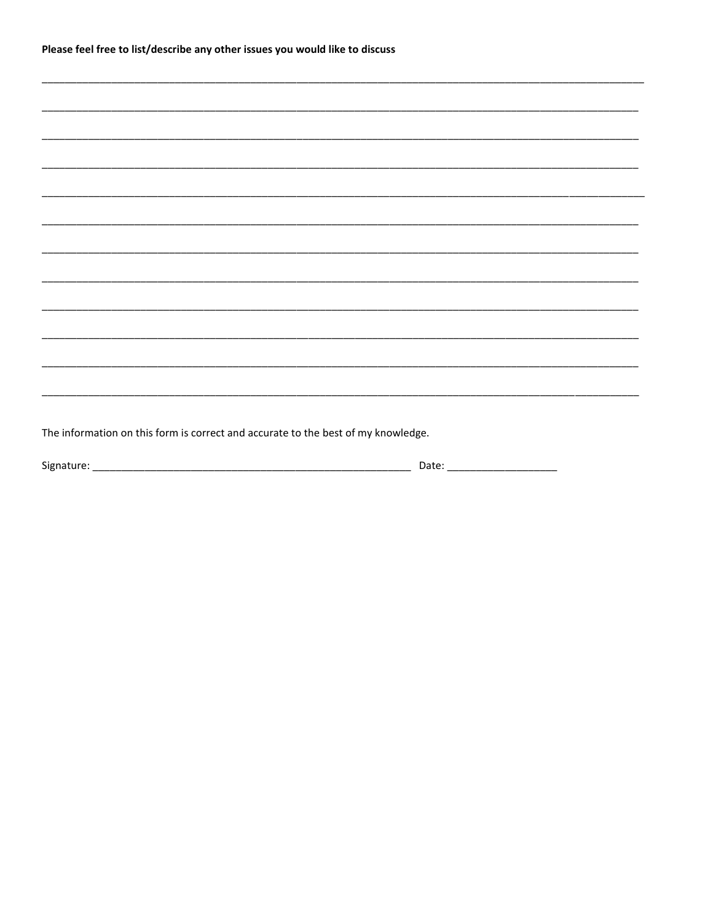**Please feel free to list/describe any other issues you would like to discuss**

______________________________________________________________________________________________

______________________________________________________________________________________________

______________________________________________________________________________________________

______________________________________________________________________________________________

______________________________________________________________________________________________

______________________________________________________________________________________________

______________________________________________________________________________________________

______________________________________________________________________________________________

______________________________________________________________________________________________

______________________________________________________________________________________________

______________________________________________________________________________________________

______________________________________________________________________________________________

The information on this form is correct and accurate to the best of my knowledge.

Signature: _______________________________________________________ Date: ___________________